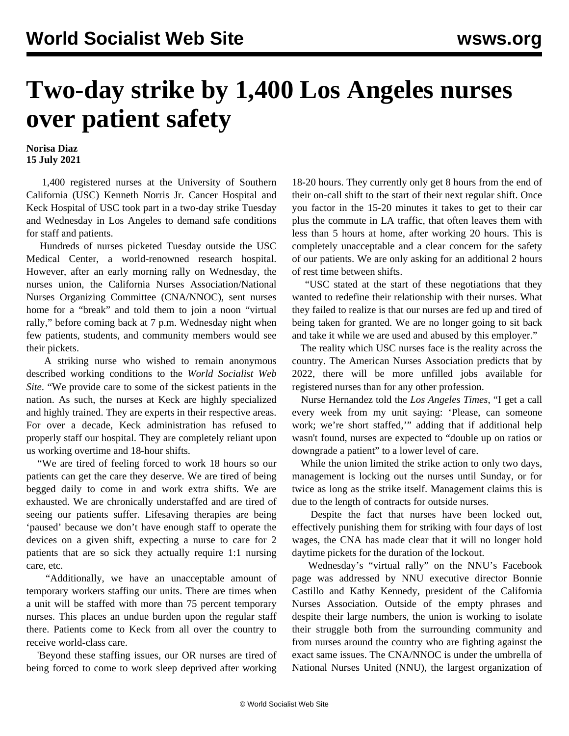# Two-day strike by 1,400 Los Angeles nurses over patient safety

**Norisa Diaz**
**15 July 2021**

1,400 registered nurses at the University of Southern California (USC) Kenneth Norris Jr. Cancer Hospital and Keck Hospital of USC took part in a two-day strike Tuesday and Wednesday in Los Angeles to demand safe conditions for staff and patients.

Hundreds of nurses picketed Tuesday outside the USC Medical Center, a world-renowned research hospital. However, after an early morning rally on Wednesday, the nurses union, the California Nurses Association/National Nurses Organizing Committee (CNA/NNOC), sent nurses home for a "break" and told them to join a noon "virtual rally," before coming back at 7 p.m. Wednesday night when few patients, students, and community members would see their pickets.

A striking nurse who wished to remain anonymous described working conditions to the *World Socialist Web Site*. "We provide care to some of the sickest patients in the nation. As such, the nurses at Keck are highly specialized and highly trained. They are experts in their respective areas. For over a decade, Keck administration has refused to properly staff our hospital. They are completely reliant upon us working overtime and 18-hour shifts.

"We are tired of feeling forced to work 18 hours so our patients can get the care they deserve. We are tired of being begged daily to come in and work extra shifts. We are exhausted. We are chronically understaffed and are tired of seeing our patients suffer. Lifesaving therapies are being 'paused' because we don't have enough staff to operate the devices on a given shift, expecting a nurse to care for 2 patients that are so sick they actually require 1:1 nursing care, etc.

"Additionally, we have an unacceptable amount of temporary workers staffing our units. There are times when a unit will be staffed with more than 75 percent temporary nurses. This places an undue burden upon the regular staff there. Patients come to Keck from all over the country to receive world-class care.

'Beyond these staffing issues, our OR nurses are tired of being forced to come to work sleep deprived after working 18-20 hours. They currently only get 8 hours from the end of their on-call shift to the start of their next regular shift. Once you factor in the 15-20 minutes it takes to get to their car plus the commute in LA traffic, that often leaves them with less than 5 hours at home, after working 20 hours. This is completely unacceptable and a clear concern for the safety of our patients. We are only asking for an additional 2 hours of rest time between shifts.

"USC stated at the start of these negotiations that they wanted to redefine their relationship with their nurses. What they failed to realize is that our nurses are fed up and tired of being taken for granted. We are no longer going to sit back and take it while we are used and abused by this employer."

The reality which USC nurses face is the reality across the country. The American Nurses Association predicts that by 2022, there will be more unfilled jobs available for registered nurses than for any other profession.

Nurse Hernandez told the *Los Angeles Times*, "I get a call every week from my unit saying: 'Please, can someone work; we're short staffed,'" adding that if additional help wasn't found, nurses are expected to "double up on ratios or downgrade a patient" to a lower level of care.

While the union limited the strike action to only two days, management is locking out the nurses until Sunday, or for twice as long as the strike itself. Management claims this is due to the length of contracts for outside nurses.

Despite the fact that nurses have been locked out, effectively punishing them for striking with four days of lost wages, the CNA has made clear that it will no longer hold daytime pickets for the duration of the lockout.

Wednesday's "virtual rally" on the NNU's Facebook page was addressed by NNU executive director Bonnie Castillo and Kathy Kennedy, president of the California Nurses Association. Outside of the empty phrases and despite their large numbers, the union is working to isolate their struggle both from the surrounding community and from nurses around the country who are fighting against the exact same issues. The CNA/NNOC is under the umbrella of National Nurses United (NNU), the largest organization of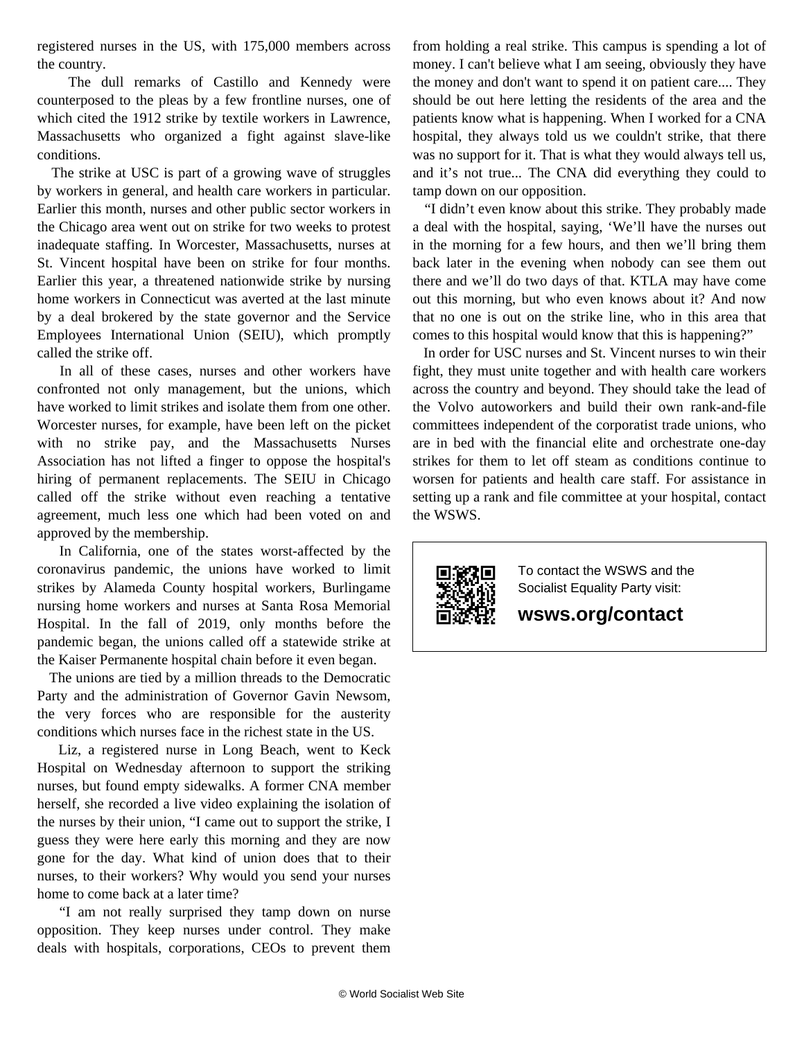registered nurses in the US, with 175,000 members across the country.

The dull remarks of Castillo and Kennedy were counterposed to the pleas by a few frontline nurses, one of which cited the 1912 strike by textile workers in Lawrence, Massachusetts who organized a fight against slave-like conditions.

The strike at USC is part of a growing wave of struggles by workers in general, and health care workers in particular. Earlier this month, nurses and other public sector workers in the Chicago area went out on strike for two weeks to protest inadequate staffing. In Worcester, Massachusetts, nurses at St. Vincent hospital have been on strike for four months. Earlier this year, a threatened nationwide strike by nursing home workers in Connecticut was averted at the last minute by a deal brokered by the state governor and the Service Employees International Union (SEIU), which promptly called the strike off.

In all of these cases, nurses and other workers have confronted not only management, but the unions, which have worked to limit strikes and isolate them from one other. Worcester nurses, for example, have been left on the picket with no strike pay, and the Massachusetts Nurses Association has not lifted a finger to oppose the hospital's hiring of permanent replacements. The SEIU in Chicago called off the strike without even reaching a tentative agreement, much less one which had been voted on and approved by the membership.

In California, one of the states worst-affected by the coronavirus pandemic, the unions have worked to limit strikes by Alameda County hospital workers, Burlingame nursing home workers and nurses at Santa Rosa Memorial Hospital. In the fall of 2019, only months before the pandemic began, the unions called off a statewide strike at the Kaiser Permanente hospital chain before it even began.

The unions are tied by a million threads to the Democratic Party and the administration of Governor Gavin Newsom, the very forces who are responsible for the austerity conditions which nurses face in the richest state in the US.

Liz, a registered nurse in Long Beach, went to Keck Hospital on Wednesday afternoon to support the striking nurses, but found empty sidewalks. A former CNA member herself, she recorded a live video explaining the isolation of the nurses by their union, "I came out to support the strike, I guess they were here early this morning and they are now gone for the day. What kind of union does that to their nurses, to their workers? Why would you send your nurses home to come back at a later time?

"I am not really surprised they tamp down on nurse opposition. They keep nurses under control. They make deals with hospitals, corporations, CEOs to prevent them from holding a real strike. This campus is spending a lot of money. I can't believe what I am seeing, obviously they have the money and don't want to spend it on patient care.... They should be out here letting the residents of the area and the patients know what is happening. When I worked for a CNA hospital, they always told us we couldn't strike, that there was no support for it. That is what they would always tell us, and it's not true... The CNA did everything they could to tamp down on our opposition.

"I didn't even know about this strike. They probably made a deal with the hospital, saying, 'We'll have the nurses out in the morning for a few hours, and then we'll bring them back later in the evening when nobody can see them out there and we'll do two days of that. KTLA may have come out this morning, but who even knows about it? And now that no one is out on the strike line, who in this area that comes to this hospital would know that this is happening?"

In order for USC nurses and St. Vincent nurses to win their fight, they must unite together and with health care workers across the country and beyond. They should take the lead of the Volvo autoworkers and build their own rank-and-file committees independent of the corporatist trade unions, who are in bed with the financial elite and orchestrate one-day strikes for them to let off steam as conditions continue to worsen for patients and health care staff. For assistance in setting up a rank and file committee at your hospital, contact the WSWS.

To contact the WSWS and the Socialist Equality Party visit:

**wsws.org/contact**